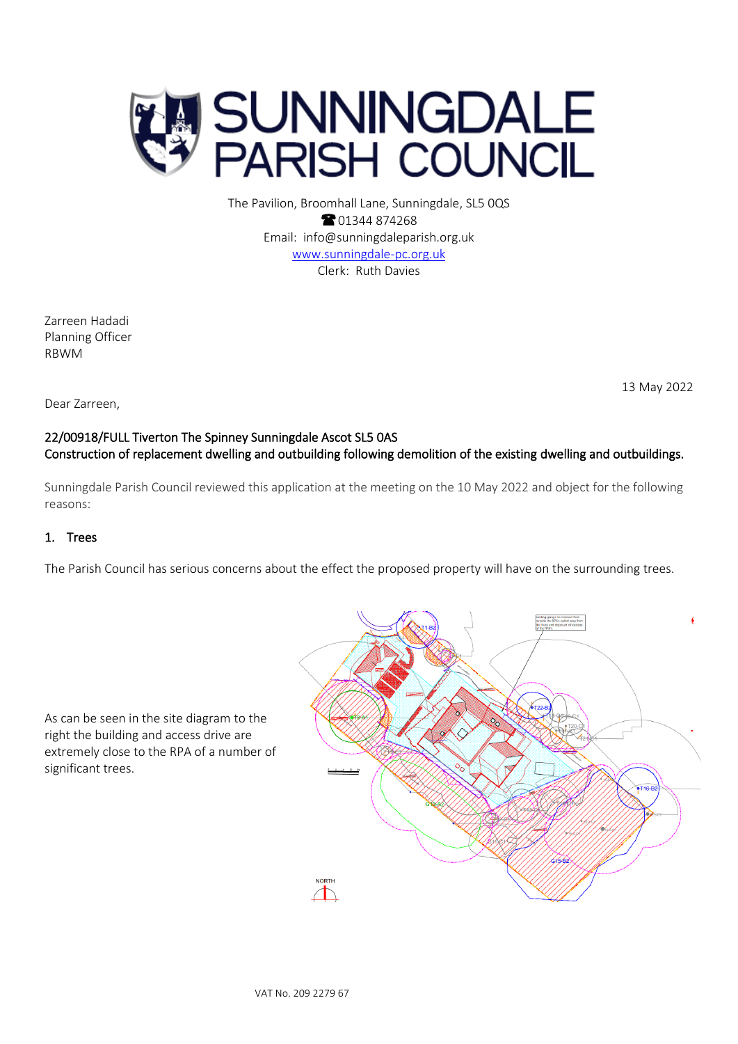# SUNNINGDALE PARISH COUNCIL

The Pavilion, Broomhall Lane, Sunningdale, SL5 0QS
☎ 01344 874268
Email: info@sunningdaleparish.org.uk
www.sunningdale-pc.org.uk
Clerk: Ruth Davies

Zarreen Hadadi
Planning Officer
RBWM

13 May 2022

Dear Zarreen,

**22/00918/FULL Tiverton The Spinney Sunningdale Ascot SL5 0AS**
**Construction of replacement dwelling and outbuilding following demolition of the existing dwelling and outbuildings.**

Sunningdale Parish Council reviewed this application at the meeting on the 10 May 2022 and object for the following reasons:

## 1. Trees

The Parish Council has serious concerns about the effect the proposed property will have on the surrounding trees.

As can be seen in the site diagram to the right the building and access drive are extremely close to the RPA of a number of significant trees.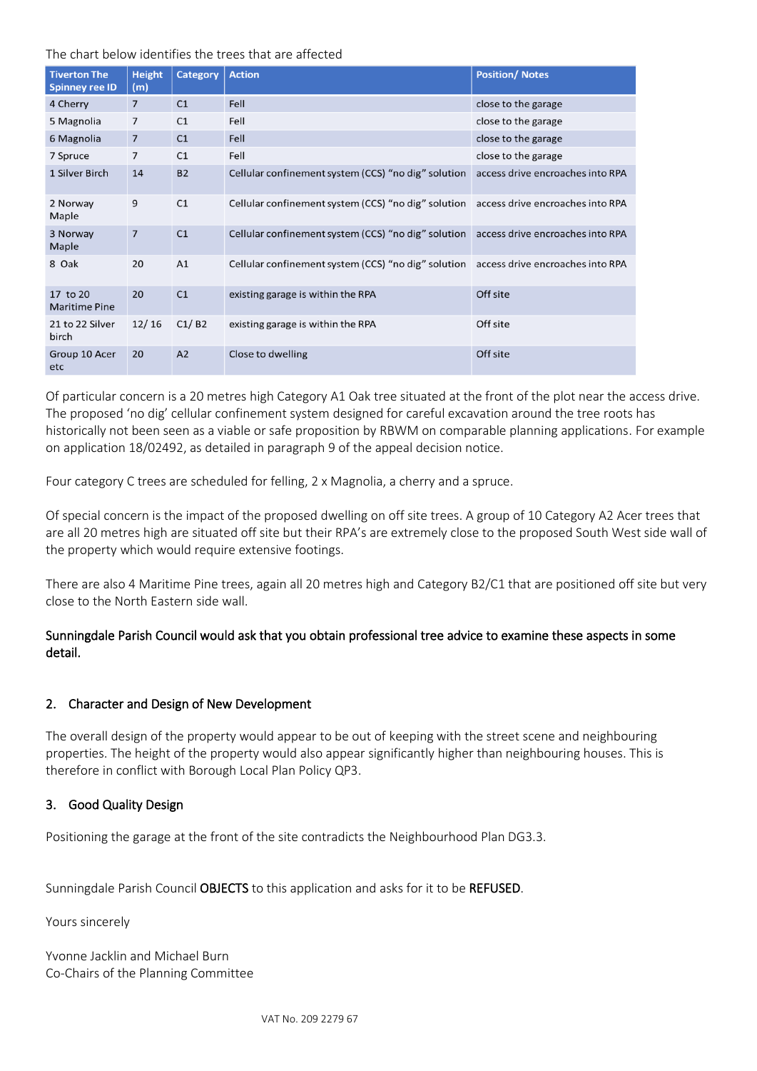The chart below identifies the trees that are affected

| Tiverton The Spinney ree ID | Height (m) | Category | Action | Position/ Notes |
|---|---|---|---|---|
| 4 Cherry | 7 | C1 | Fell | close to the garage |
| 5 Magnolia | 7 | C1 | Fell | close to the garage |
| 6 Magnolia | 7 | C1 | Fell | close to the garage |
| 7 Spruce | 7 | C1 | Fell | close to the garage |
| 1 Silver Birch | 14 | B2 | Cellular confinement system (CCS) "no dig" solution | access drive encroaches into RPA |
| 2 Norway Maple | 9 | C1 | Cellular confinement system (CCS) "no dig" solution | access drive encroaches into RPA |
| 3 Norway Maple | 7 | C1 | Cellular confinement system (CCS) "no dig" solution | access drive encroaches into RPA |
| 8 Oak | 20 | A1 | Cellular confinement system (CCS) "no dig" solution | access drive encroaches into RPA |
| 17 to 20 Maritime Pine | 20 | C1 | existing garage is within the RPA | Off site |
| 21 to 22 Silver birch | 12/ 16 | C1/ B2 | existing garage is within the RPA | Off site |
| Group 10 Acer etc | 20 | A2 | Close to dwelling | Off site |

Of particular concern is a 20 metres high Category A1 Oak tree situated at the front of the plot near the access drive. The proposed 'no dig' cellular confinement system designed for careful excavation around the tree roots has historically not been seen as a viable or safe proposition by RBWM on comparable planning applications. For example on application 18/02492, as detailed in paragraph 9 of the appeal decision notice.

Four category C trees are scheduled for felling, 2 x Magnolia, a cherry and a spruce.

Of special concern is the impact of the proposed dwelling on off site trees. A group of 10 Category A2 Acer trees that are all 20 metres high are situated off site but their RPA's are extremely close to the proposed South West side wall of the property which would require extensive footings.

There are also 4 Maritime Pine trees, again all 20 metres high and Category B2/C1 that are positioned off site but very close to the North Eastern side wall.

**Sunningdale Parish Council would ask that you obtain professional tree advice to examine these aspects in some detail.**

## 2. Character and Design of New Development

The overall design of the property would appear to be out of keeping with the street scene and neighbouring properties. The height of the property would also appear significantly higher than neighbouring houses. This is therefore in conflict with Borough Local Plan Policy QP3.

## 3. Good Quality Design

Positioning the garage at the front of the site contradicts the Neighbourhood Plan DG3.3.

Sunningdale Parish Council **OBJECTS** to this application and asks for it to be **REFUSED**.

Yours sincerely

Yvonne Jacklin and Michael Burn
Co-Chairs of the Planning Committee

VAT No. 209 2279 67